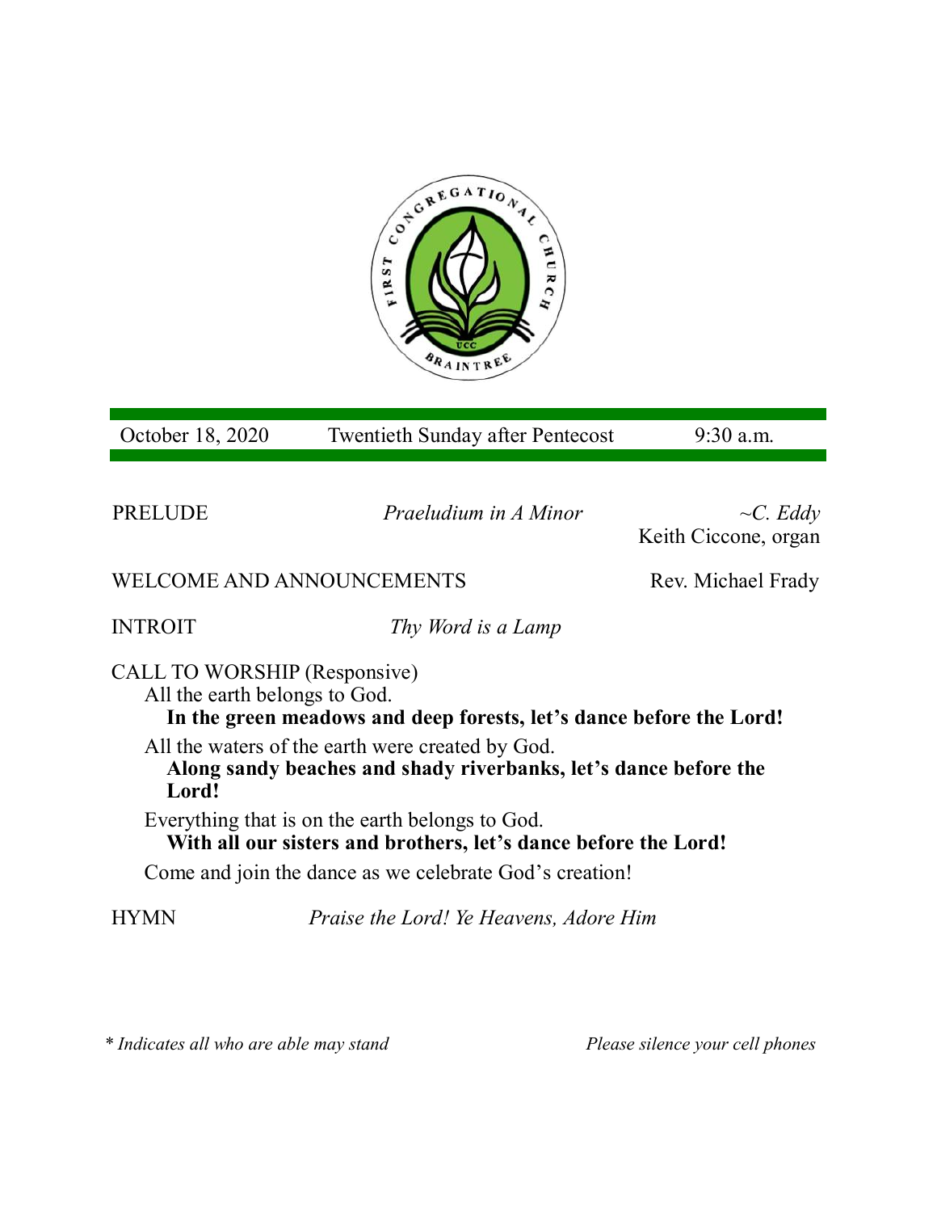FIRST CONGREGATIONAL CHURCH
UCC
BRAINTREE

October 18, 2020 | Twentieth Sunday after Pentecost | 9:30 a.m.

PRELUDE *Praeludium in A Minor* *~C. Eddy*
Keith Ciccone, organ

WELCOME AND ANNOUNCEMENTS Rev. Michael Frady

INTROIT *Thy Word is a Lamp*

CALL TO WORSHIP (Responsive)

All the earth belongs to God.

**In the green meadows and deep forests, let's dance before the Lord!**

All the waters of the earth were created by God.

**Along sandy beaches and shady riverbanks, let's dance before the Lord!**

Everything that is on the earth belongs to God.

**With all our sisters and brothers, let's dance before the Lord!**

Come and join the dance as we celebrate God's creation!

HYMN *Praise the Lord! Ye Heavens, Adore Him*

*\* Indicates all who are able may stand* *Please silence your cell phones*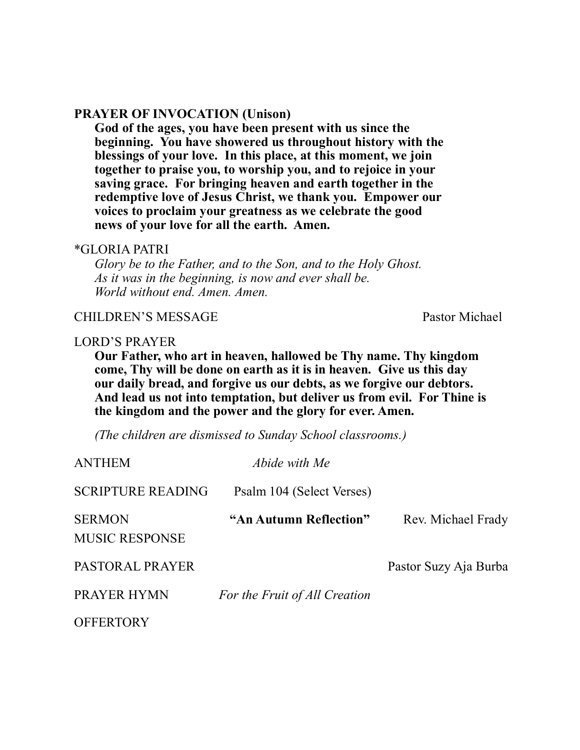**PRAYER OF INVOCATION (Unison)**

**God of the ages, you have been present with us since the beginning. You have showered us throughout history with the blessings of your love. In this place, at this moment, we join together to praise you, to worship you, and to rejoice in your saving grace. For bringing heaven and earth together in the redemptive love of Jesus Christ, we thank you. Empower our voices to proclaim your greatness as we celebrate the good news of your love for all the earth. Amen.**

*GLORIA PATRI

*Glory be to the Father, and to the Son, and to the Holy Ghost.*
*As it was in the beginning, is now and ever shall be.*
*World without end. Amen. Amen.*

CHILDREN'S MESSAGE — Pastor Michael

LORD'S PRAYER

**Our Father, who art in heaven, hallowed be Thy name. Thy kingdom come, Thy will be done on earth as it is in heaven. Give us this day our daily bread, and forgive us our debts, as we forgive our debtors. And lead us not into temptation, but deliver us from evil. For Thine is the kingdom and the power and the glory for ever. Amen.**

*(The children are dismissed to Sunday School classrooms.)*

ANTHEM — *Abide with Me*

SCRIPTURE READING — Psalm 104 (Select Verses)

SERMON — **"An Autumn Reflection"** — Rev. Michael Frady

MUSIC RESPONSE

PASTORAL PRAYER — Pastor Suzy Aja Burba

PRAYER HYMN — *For the Fruit of All Creation*

OFFERTORY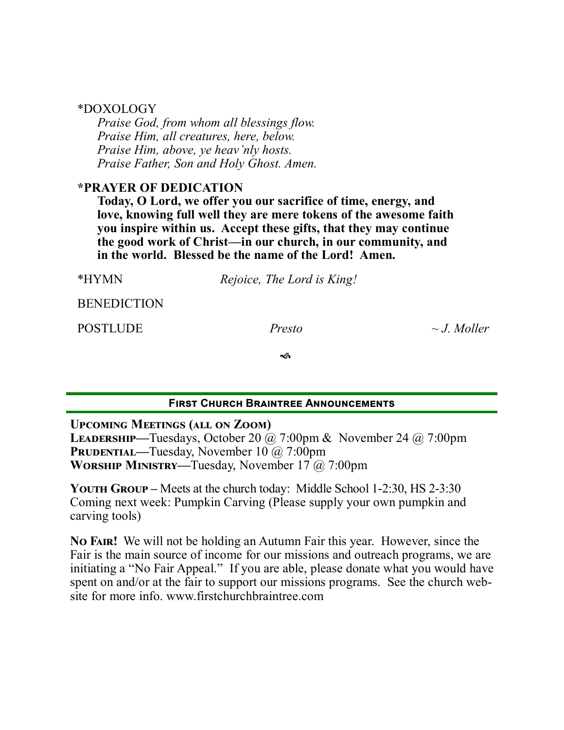\*DOXOLOGY

*Praise God, from whom all blessings flow.*
*Praise Him, all creatures, here, below.*
*Praise Him, above, ye heav'nly hosts.*
*Praise Father, Son and Holy Ghost. Amen.*

**\*PRAYER OF DEDICATION**

**Today, O Lord, we offer you our sacrifice of time, energy, and love, knowing full well they are mere tokens of the awesome faith you inspire within us. Accept these gifts, that they may continue the good work of Christ—in our church, in our community, and in the world. Blessed be the name of the Lord! Amen.**

\*HYMN *Rejoice, The Lord is King!*

BENEDICTION

POSTLUDE *Presto* *~ J. Moller*

ÿ

## First Church Braintree Announcements

**Upcoming Meetings (all on Zoom)**
**Leadership**—Tuesdays, October 20 @ 7:00pm & November 24 @ 7:00pm
**Prudential**—Tuesday, November 10 @ 7:00pm
**Worship Ministry**—Tuesday, November 17 @ 7:00pm

**Youth Group** – Meets at the church today: Middle School 1-2:30, HS 2-3:30
Coming next week: Pumpkin Carving (Please supply your own pumpkin and carving tools)

**No Fair!** We will not be holding an Autumn Fair this year. However, since the Fair is the main source of income for our missions and outreach programs, we are initiating a "No Fair Appeal." If you are able, please donate what you would have spent on and/or at the fair to support our missions programs. See the church website for more info. www.firstchurchbraintree.com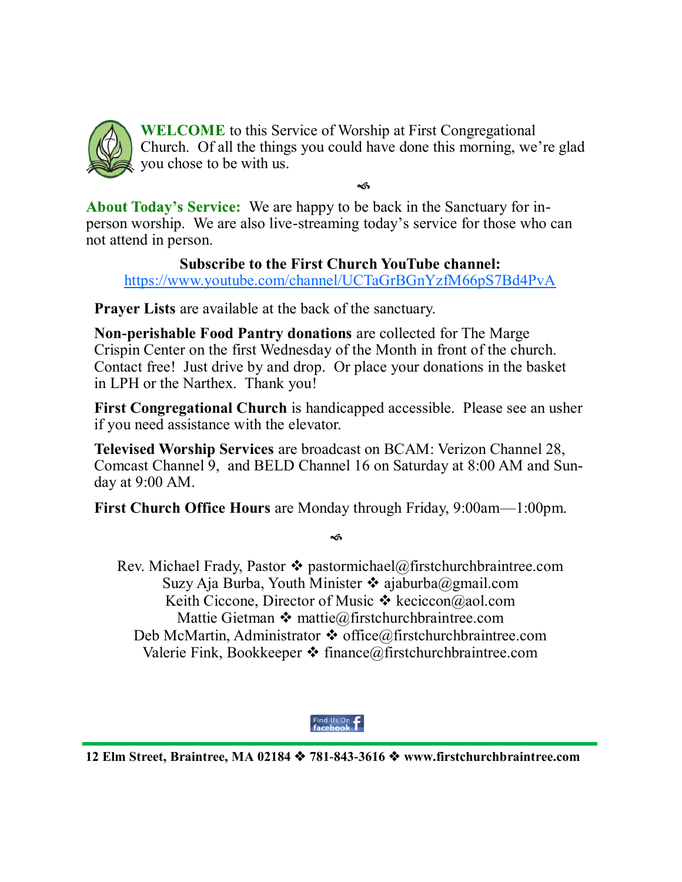**WELCOME** to this Service of Worship at First Congregational Church. Of all the things you could have done this morning, we're glad you chose to be with us.

**About Today's Service:** We are happy to be back in the Sanctuary for in-person worship. We are also live-streaming today's service for those who can not attend in person.

**Subscribe to the First Church YouTube channel:**
https://www.youtube.com/channel/UCTaGrBGnYzfM66pS7Bd4PvA

**Prayer Lists** are available at the back of the sanctuary.

**Non-perishable Food Pantry donations** are collected for The Marge Crispin Center on the first Wednesday of the Month in front of the church. Contact free! Just drive by and drop. Or place your donations in the basket in LPH or the Narthex. Thank you!

**First Congregational Church** is handicapped accessible. Please see an usher if you need assistance with the elevator.

**Televised Worship Services** are broadcast on BCAM: Verizon Channel 28, Comcast Channel 9, and BELD Channel 16 on Saturday at 8:00 AM and Sunday at 9:00 AM.

**First Church Office Hours** are Monday through Friday, 9:00am—1:00pm.

Rev. Michael Frady, Pastor ❖ pastormichael@firstchurchbraintree.com
Suzy Aja Burba, Youth Minister ❖ ajaburba@gmail.com
Keith Ciccone, Director of Music ❖ keciccon@aol.com
Mattie Gietman ❖ mattie@firstchurchbraintree.com
Deb McMartin, Administrator ❖ office@firstchurchbraintree.com
Valerie Fink, Bookkeeper ❖ finance@firstchurchbraintree.com

Find Us On facebook

**12 Elm Street, Braintree, MA 02184 ❖ 781-843-3616 ❖ www.firstchurchbraintree.com**